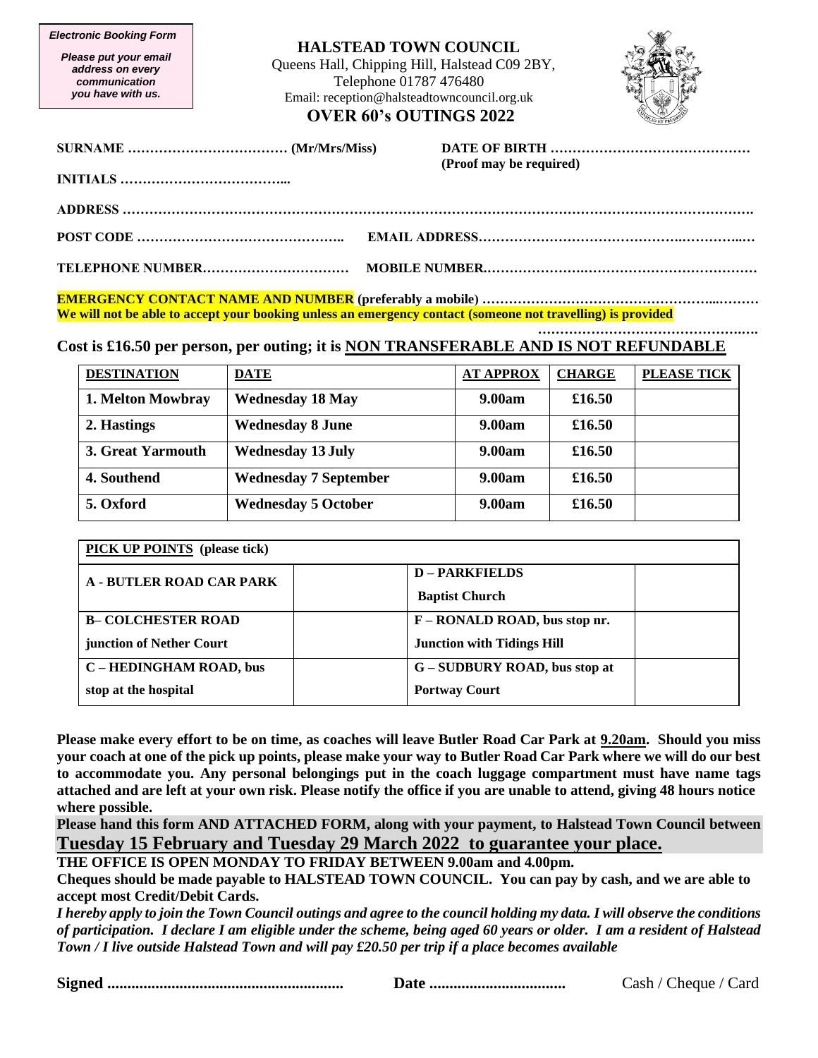*Electronic Booking Form*

***Please put your email address on every communication you have with us.***

# HALSTEAD TOWN COUNCIL

Queens Hall, Chipping Hill, Halstead C09 2BY,
Telephone 01787 476480
Email: reception@halsteadtowncouncil.org.uk

## OVER 60's OUTINGS 2022

**SURNAME ……………………………… (Mr/Mrs/Miss)** **DATE OF BIRTH ………………………………………**
**(Proof may be required)**

**INITIALS ………………………………...**

**ADDRESS ………………………………………………………………………………………………………………**

**POST CODE ……………………………………..** **EMAIL ADDRESS……………………………………………………**

**TELEPHONE NUMBER……………………………** **MOBILE NUMBER……………………………………………………**

**EMERGENCY CONTACT NAME AND NUMBER** **(preferably a mobile) ………………………………………………**
**We will not be able to accept your booking unless an emergency contact (someone not travelling) is provided**
**……………………………………….**

**Cost is £16.50 per person, per outing; it is NON TRANSFERABLE AND IS NOT REFUNDABLE**

| DESTINATION | DATE | AT APPROX | CHARGE | PLEASE TICK |
|---|---|---|---|---|
| 1. Melton Mowbray | Wednesday 18 May | 9.00am | £16.50 | |
| 2. Hastings | Wednesday 8 June | 9.00am | £16.50 | |
| 3. Great Yarmouth | Wednesday 13 July | 9.00am | £16.50 | |
| 4. Southend | Wednesday 7 September | 9.00am | £16.50 | |
| 5. Oxford | Wednesday 5 October | 9.00am | £16.50 | |

| PICK UP POINTS (please tick) | | | |
|---|---|---|---|
| A - BUTLER ROAD CAR PARK | | D – PARKFIELDS Baptist Church | |
| B– COLCHESTER ROAD junction of Nether Court | | F – RONALD ROAD, bus stop nr. Junction with Tidings Hill | |
| C – HEDINGHAM ROAD, bus stop at the hospital | | G – SUDBURY ROAD, bus stop at Portway Court | |

**Please make every effort to be on time, as coaches will leave Butler Road Car Park at 9.20am. Should you miss your coach at one of the pick up points, please make your way to Butler Road Car Park where we will do our best to accommodate you. Any personal belongings put in the coach luggage compartment must have name tags attached and are left at your own risk. Please notify the office if you are unable to attend, giving 48 hours notice where possible.**

**Please hand this form AND ATTACHED FORM, along with your payment, to Halstead Town Council between Tuesday 15 February and Tuesday 29 March 2022 to guarantee your place.**

**THE OFFICE IS OPEN MONDAY TO FRIDAY BETWEEN 9.00am and 4.00pm.**

**Cheques should be made payable to HALSTEAD TOWN COUNCIL. You can pay by cash, and we are able to accept most Credit/Debit Cards.**

***I hereby apply to join the Town Council outings and agree to the council holding my data. I will observe the conditions of participation. I declare I am eligible under the scheme, being aged 60 years or older. I am a resident of Halstead Town / I live outside Halstead Town and will pay £20.50 per trip if a place becomes available***

**Signed ..........................................................** **Date .................................** Cash / Cheque / Card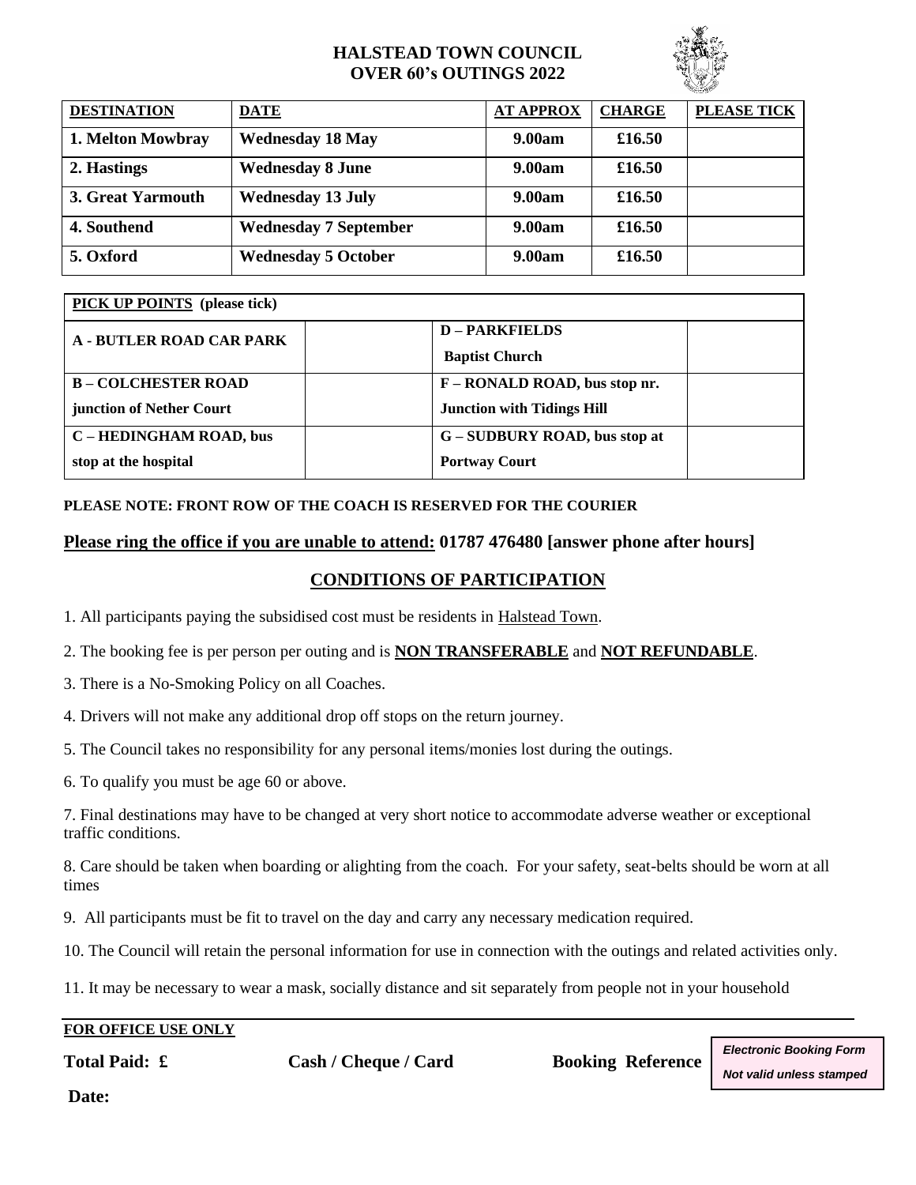# HALSTEAD TOWN COUNCIL
## OVER 60's OUTINGS 2022

| DESTINATION | DATE | AT APPROX | CHARGE | PLEASE TICK |
| --- | --- | --- | --- | --- |
| 1. Melton Mowbray | Wednesday 18 May | 9.00am | £16.50 | |
| 2. Hastings | Wednesday 8 June | 9.00am | £16.50 | |
| 3. Great Yarmouth | Wednesday 13 July | 9.00am | £16.50 | |
| 4. Southend | Wednesday 7 September | 9.00am | £16.50 | |
| 5. Oxford | Wednesday 5 October | 9.00am | £16.50 | |

| PICK UP POINTS (please tick) | | | |
| --- | --- | --- | --- |
| A - BUTLER ROAD CAR PARK | | D – PARKFIELDS Baptist Church | |
| B – COLCHESTER ROAD junction of Nether Court | | F – RONALD ROAD, bus stop nr. Junction with Tidings Hill | |
| C – HEDINGHAM ROAD, bus stop at the hospital | | G – SUDBURY ROAD, bus stop at Portway Court | |

**PLEASE NOTE: FRONT ROW OF THE COACH IS RESERVED FOR THE COURIER**

**Please ring the office if you are unable to attend: 01787 476480 [answer phone after hours]**

## CONDITIONS OF PARTICIPATION

1. All participants paying the subsidised cost must be residents in Halstead Town.
2. The booking fee is per person per outing and is **NON TRANSFERABLE** and **NOT REFUNDABLE**.
3. There is a No-Smoking Policy on all Coaches.
4. Drivers will not make any additional drop off stops on the return journey.
5. The Council takes no responsibility for any personal items/monies lost during the outings.
6. To qualify you must be age 60 or above.
7. Final destinations may have to be changed at very short notice to accommodate adverse weather or exceptional traffic conditions.
8. Care should be taken when boarding or alighting from the coach. For your safety, seat-belts should be worn at all times
9. All participants must be fit to travel on the day and carry any necessary medication required.
10. The Council will retain the personal information for use in connection with the outings and related activities only.
11. It may be necessary to wear a mask, socially distance and sit separately from people not in your household

**FOR OFFICE USE ONLY**

**Total Paid: £** **Cash / Cheque / Card** **Booking Reference**

*Electronic Booking Form*
*Not valid unless stamped*

**Date:**